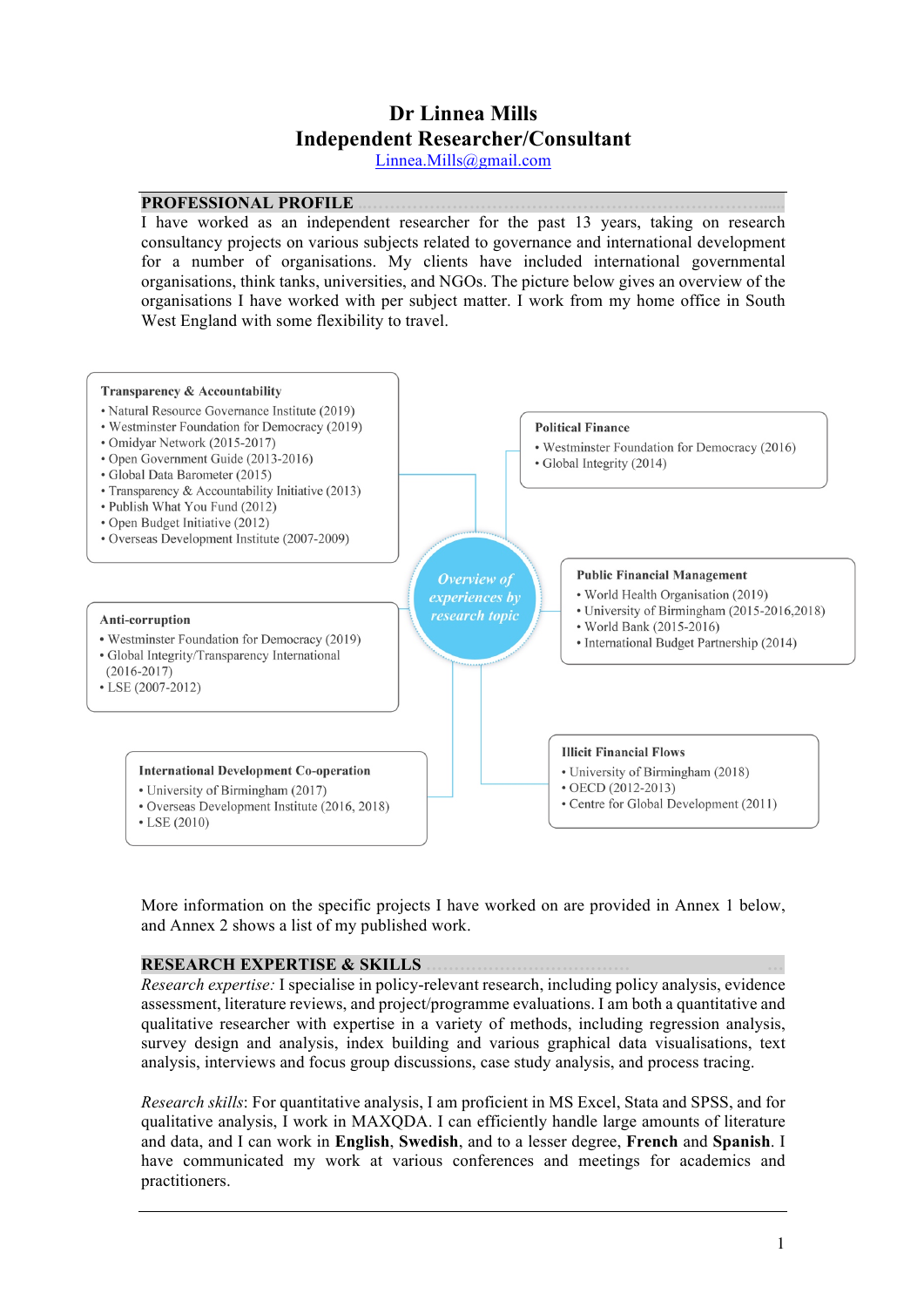# Dr Linnea Mills
## Independent Researcher/Consultant

Linnea.Mills@gmail.com

## PROFESSIONAL PROFILE

I have worked as an independent researcher for the past 13 years, taking on research consultancy projects on various subjects related to governance and international development for a number of organisations. My clients have included international governmental organisations, think tanks, universities, and NGOs. The picture below gives an overview of the organisations I have worked with per subject matter. I work from my home office in South West England with some flexibility to travel.

*Overview of experiences by research topic*

**Transparency & Accountability**
- Natural Resource Governance Institute (2019)
- Westminster Foundation for Democracy (2019)
- Omidyar Network (2015-2017)
- Open Government Guide (2013-2016)
- Global Data Barometer (2015)
- Transparency & Accountability Initiative (2013)
- Publish What You Fund (2012)
- Open Budget Initiative (2012)
- Overseas Development Institute (2007-2009)

**Political Finance**
- Westminster Foundation for Democracy (2016)
- Global Integrity (2014)

**Public Financial Management**
- World Health Organisation (2019)
- University of Birmingham (2015-2016,2018)
- World Bank (2015-2016)
- International Budget Partnership (2014)

**Anti-corruption**
- Westminster Foundation for Democracy (2019)
- Global Integrity/Transparency International (2016-2017)
- LSE (2007-2012)

**International Development Co-operation**
- University of Birmingham (2017)
- Overseas Development Institute (2016, 2018)
- LSE (2010)

**Illicit Financial Flows**
- University of Birmingham (2018)
- OECD (2012-2013)
- Centre for Global Development (2011)

More information on the specific projects I have worked on are provided in Annex 1 below, and Annex 2 shows a list of my published work.

## RESEARCH EXPERTISE & SKILLS

*Research expertise:* I specialise in policy-relevant research, including policy analysis, evidence assessment, literature reviews, and project/programme evaluations. I am both a quantitative and qualitative researcher with expertise in a variety of methods, including regression analysis, survey design and analysis, index building and various graphical data visualisations, text analysis, interviews and focus group discussions, case study analysis, and process tracing.

*Research skills*: For quantitative analysis, I am proficient in MS Excel, Stata and SPSS, and for qualitative analysis, I work in MAXQDA. I can efficiently handle large amounts of literature and data, and I can work in **English**, **Swedish**, and to a lesser degree, **French** and **Spanish**. I have communicated my work at various conferences and meetings for academics and practitioners.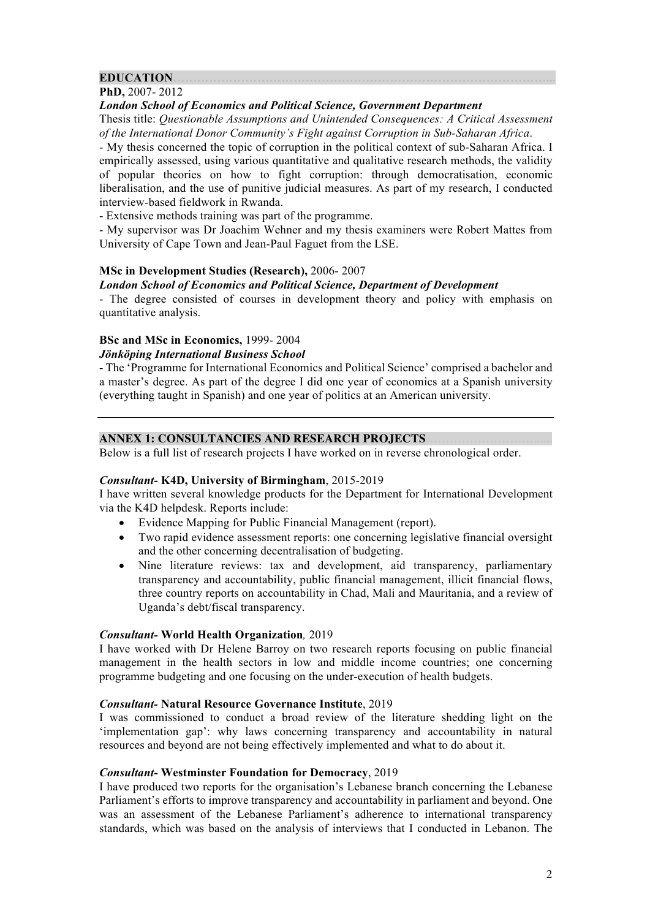## EDUCATION

**PhD,** 2007- 2012

***London School of Economics and Political Science, Government Department***

Thesis title: *Questionable Assumptions and Unintended Consequences: A Critical Assessment of the International Donor Community's Fight against Corruption in Sub-Saharan Africa*.

- My thesis concerned the topic of corruption in the political context of sub-Saharan Africa. I empirically assessed, using various quantitative and qualitative research methods, the validity of popular theories on how to fight corruption: through democratisation, economic liberalisation, and the use of punitive judicial measures. As part of my research, I conducted interview-based fieldwork in Rwanda.
- Extensive methods training was part of the programme.
- My supervisor was Dr Joachim Wehner and my thesis examiners were Robert Mattes from University of Cape Town and Jean-Paul Faguet from the LSE.

**MSc in Development Studies (Research),** 2006- 2007

***London School of Economics and Political Science, Department of Development***

- The degree consisted of courses in development theory and policy with emphasis on quantitative analysis.

**BSc and MSc in Economics,** 1999- 2004

***Jönköping International Business School***

- The 'Programme for International Economics and Political Science' comprised a bachelor and a master's degree. As part of the degree I did one year of economics at a Spanish university (everything taught in Spanish) and one year of politics at an American university.

---

## ANNEX 1: CONSULTANCIES AND RESEARCH PROJECTS

Below is a full list of research projects I have worked on in reverse chronological order.

***Consultant-* K4D, University of Birmingham**, 2015-2019

I have written several knowledge products for the Department for International Development via the K4D helpdesk. Reports include:

- Evidence Mapping for Public Financial Management (report).
- Two rapid evidence assessment reports: one concerning legislative financial oversight and the other concerning decentralisation of budgeting.
- Nine literature reviews: tax and development, aid transparency, parliamentary transparency and accountability, public financial management, illicit financial flows, three country reports on accountability in Chad, Mali and Mauritania, and a review of Uganda's debt/fiscal transparency.

***Consultant-* World Health Organization***,* 2019

I have worked with Dr Helene Barroy on two research reports focusing on public financial management in the health sectors in low and middle income countries; one concerning programme budgeting and one focusing on the under-execution of health budgets.

***Consultant-* Natural Resource Governance Institute**, 2019

I was commissioned to conduct a broad review of the literature shedding light on the 'implementation gap': why laws concerning transparency and accountability in natural resources and beyond are not being effectively implemented and what to do about it.

***Consultant-* Westminster Foundation for Democracy**, 2019

I have produced two reports for the organisation's Lebanese branch concerning the Lebanese Parliament's efforts to improve transparency and accountability in parliament and beyond. One was an assessment of the Lebanese Parliament's adherence to international transparency standards, which was based on the analysis of interviews that I conducted in Lebanon. The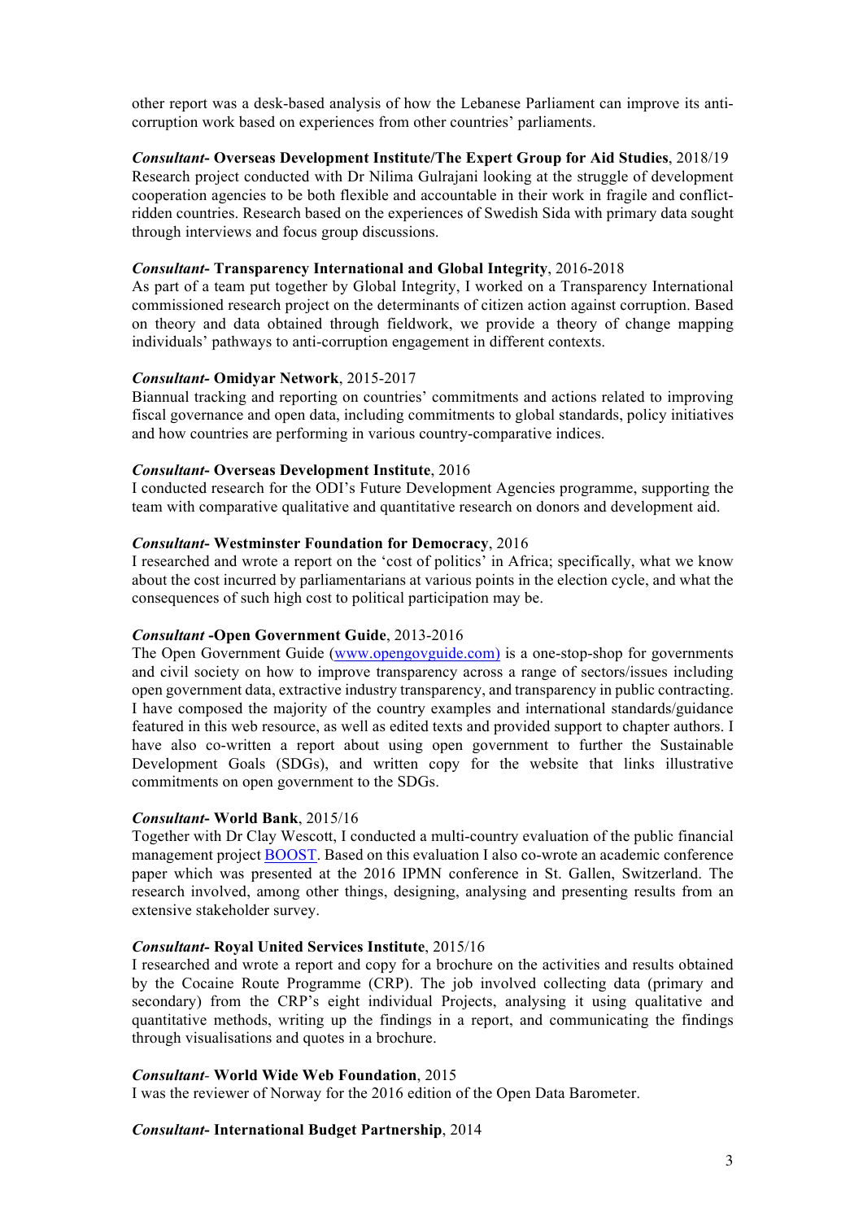other report was a desk-based analysis of how the Lebanese Parliament can improve its anti-corruption work based on experiences from other countries' parliaments.

***Consultant*- Overseas Development Institute/The Expert Group for Aid Studies**, 2018/19
Research project conducted with Dr Nilima Gulrajani looking at the struggle of development cooperation agencies to be both flexible and accountable in their work in fragile and conflict-ridden countries. Research based on the experiences of Swedish Sida with primary data sought through interviews and focus group discussions.

***Consultant*- Transparency International and Global Integrity**, 2016-2018
As part of a team put together by Global Integrity, I worked on a Transparency International commissioned research project on the determinants of citizen action against corruption. Based on theory and data obtained through fieldwork, we provide a theory of change mapping individuals' pathways to anti-corruption engagement in different contexts.

***Consultant*- Omidyar Network**, 2015-2017
Biannual tracking and reporting on countries' commitments and actions related to improving fiscal governance and open data, including commitments to global standards, policy initiatives and how countries are performing in various country-comparative indices.

***Consultant*- Overseas Development Institute**, 2016
I conducted research for the ODI's Future Development Agencies programme, supporting the team with comparative qualitative and quantitative research on donors and development aid.

***Consultant*- Westminster Foundation for Democracy**, 2016
I researched and wrote a report on the 'cost of politics' in Africa; specifically, what we know about the cost incurred by parliamentarians at various points in the election cycle, and what the consequences of such high cost to political participation may be.

***Consultant* -Open Government Guide**, 2013-2016
The Open Government Guide (www.opengovguide.com) is a one-stop-shop for governments and civil society on how to improve transparency across a range of sectors/issues including open government data, extractive industry transparency, and transparency in public contracting. I have composed the majority of the country examples and international standards/guidance featured in this web resource, as well as edited texts and provided support to chapter authors. I have also co-written a report about using open government to further the Sustainable Development Goals (SDGs), and written copy for the website that links illustrative commitments on open government to the SDGs.

***Consultant*- World Bank**, 2015/16
Together with Dr Clay Wescott, I conducted a multi-country evaluation of the public financial management project BOOST. Based on this evaluation I also co-wrote an academic conference paper which was presented at the 2016 IPMN conference in St. Gallen, Switzerland. The research involved, among other things, designing, analysing and presenting results from an extensive stakeholder survey.

***Consultant*- Royal United Services Institute**, 2015/16
I researched and wrote a report and copy for a brochure on the activities and results obtained by the Cocaine Route Programme (CRP). The job involved collecting data (primary and secondary) from the CRP's eight individual Projects, analysing it using qualitative and quantitative methods, writing up the findings in a report, and communicating the findings through visualisations and quotes in a brochure.

***Consultant*- World Wide Web Foundation**, 2015
I was the reviewer of Norway for the 2016 edition of the Open Data Barometer.

***Consultant*- International Budget Partnership**, 2014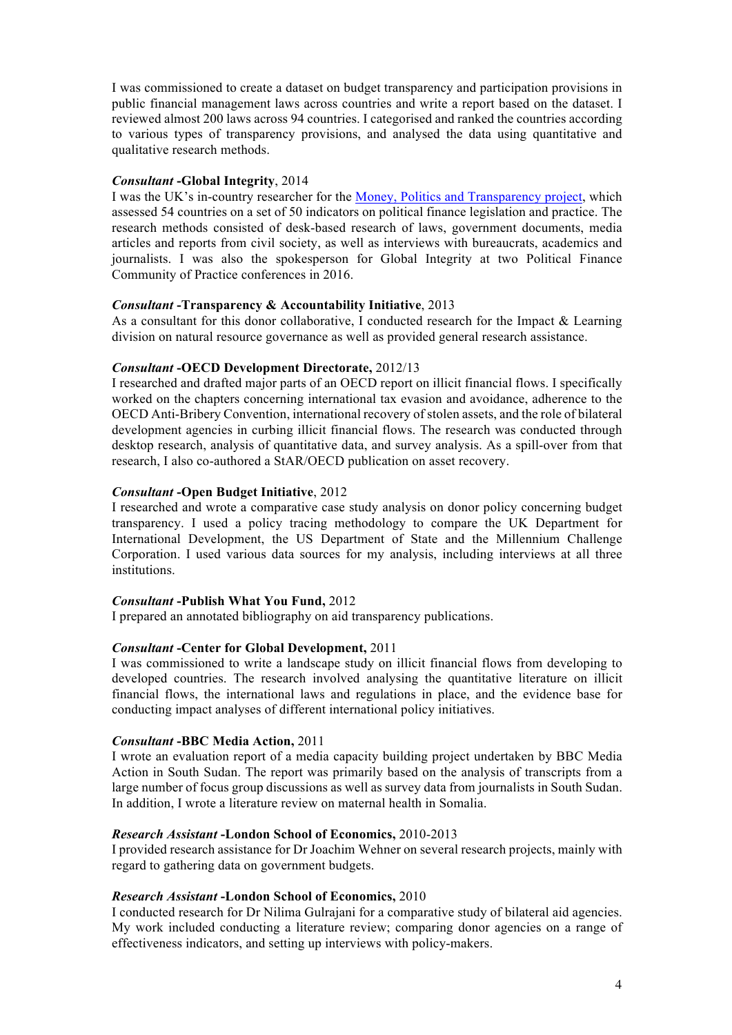I was commissioned to create a dataset on budget transparency and participation provisions in public financial management laws across countries and write a report based on the dataset. I reviewed almost 200 laws across 94 countries. I categorised and ranked the countries according to various types of transparency provisions, and analysed the data using quantitative and qualitative research methods.

***Consultant* -Global Integrity**, 2014
I was the UK's in-country researcher for the Money, Politics and Transparency project, which assessed 54 countries on a set of 50 indicators on political finance legislation and practice. The research methods consisted of desk-based research of laws, government documents, media articles and reports from civil society, as well as interviews with bureaucrats, academics and journalists. I was also the spokesperson for Global Integrity at two Political Finance Community of Practice conferences in 2016.

***Consultant* -Transparency & Accountability Initiative**, 2013
As a consultant for this donor collaborative, I conducted research for the Impact & Learning division on natural resource governance as well as provided general research assistance.

***Consultant* -OECD Development Directorate,** 2012/13
I researched and drafted major parts of an OECD report on illicit financial flows. I specifically worked on the chapters concerning international tax evasion and avoidance, adherence to the OECD Anti-Bribery Convention, international recovery of stolen assets, and the role of bilateral development agencies in curbing illicit financial flows. The research was conducted through desktop research, analysis of quantitative data, and survey analysis. As a spill-over from that research, I also co-authored a StAR/OECD publication on asset recovery.

***Consultant* -Open Budget Initiative**, 2012
I researched and wrote a comparative case study analysis on donor policy concerning budget transparency. I used a policy tracing methodology to compare the UK Department for International Development, the US Department of State and the Millennium Challenge Corporation. I used various data sources for my analysis, including interviews at all three institutions.

***Consultant* -Publish What You Fund,** 2012
I prepared an annotated bibliography on aid transparency publications.

***Consultant* -Center for Global Development,** 2011
I was commissioned to write a landscape study on illicit financial flows from developing to developed countries. The research involved analysing the quantitative literature on illicit financial flows, the international laws and regulations in place, and the evidence base for conducting impact analyses of different international policy initiatives.

***Consultant* -BBC Media Action,** 2011
I wrote an evaluation report of a media capacity building project undertaken by BBC Media Action in South Sudan. The report was primarily based on the analysis of transcripts from a large number of focus group discussions as well as survey data from journalists in South Sudan. In addition, I wrote a literature review on maternal health in Somalia.

***Research Assistant* -London School of Economics,** 2010-2013
I provided research assistance for Dr Joachim Wehner on several research projects, mainly with regard to gathering data on government budgets.

***Research Assistant* -London School of Economics,** 2010
I conducted research for Dr Nilima Gulrajani for a comparative study of bilateral aid agencies. My work included conducting a literature review; comparing donor agencies on a range of effectiveness indicators, and setting up interviews with policy-makers.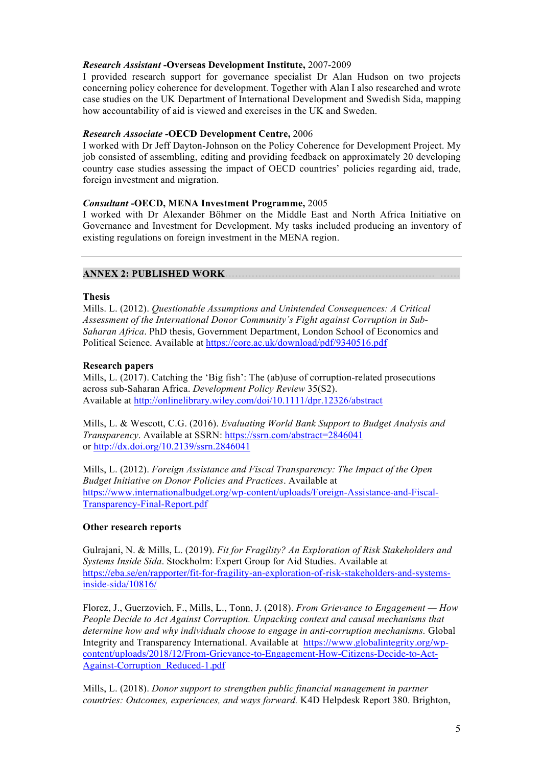***Research Assistant* -Overseas Development Institute,** 2007-2009
I provided research support for governance specialist Dr Alan Hudson on two projects concerning policy coherence for development. Together with Alan I also researched and wrote case studies on the UK Department of International Development and Swedish Sida, mapping how accountability of aid is viewed and exercises in the UK and Sweden.

***Research Associate* -OECD Development Centre,** 2006
I worked with Dr Jeff Dayton-Johnson on the Policy Coherence for Development Project. My job consisted of assembling, editing and providing feedback on approximately 20 developing country case studies assessing the impact of OECD countries' policies regarding aid, trade, foreign investment and migration.

***Consultant* -OECD, MENA Investment Programme,** 2005
I worked with Dr Alexander Böhmer on the Middle East and North Africa Initiative on Governance and Investment for Development. My tasks included producing an inventory of existing regulations on foreign investment in the MENA region.

---

## ANNEX 2: PUBLISHED WORK

**Thesis**
Mills. L. (2012). *Questionable Assumptions and Unintended Consequences: A Critical Assessment of the International Donor Community's Fight against Corruption in Sub-Saharan Africa*. PhD thesis, Government Department, London School of Economics and Political Science. Available at https://core.ac.uk/download/pdf/9340516.pdf

**Research papers**
Mills, L. (2017). Catching the 'Big fish': The (ab)use of corruption-related prosecutions across sub-Saharan Africa. *Development Policy Review* 35(S2).
Available at http://onlinelibrary.wiley.com/doi/10.1111/dpr.12326/abstract

Mills, L. & Wescott, C.G. (2016). *Evaluating World Bank Support to Budget Analysis and Transparency*. Available at SSRN: https://ssrn.com/abstract=2846041
or http://dx.doi.org/10.2139/ssrn.2846041

Mills, L. (2012). *Foreign Assistance and Fiscal Transparency: The Impact of the Open Budget Initiative on Donor Policies and Practices*. Available at https://www.internationalbudget.org/wp-content/uploads/Foreign-Assistance-and-Fiscal-Transparency-Final-Report.pdf

**Other research reports**

Gulrajani, N. & Mills, L. (2019). *Fit for Fragility? An Exploration of Risk Stakeholders and Systems Inside Sida*. Stockholm: Expert Group for Aid Studies. Available at https://eba.se/en/rapporter/fit-for-fragility-an-exploration-of-risk-stakeholders-and-systems-inside-sida/10816/

Florez, J., Guerzovich, F., Mills, L., Tonn, J. (2018). *From Grievance to Engagement — How People Decide to Act Against Corruption. Unpacking context and causal mechanisms that determine how and why individuals choose to engage in anti-corruption mechanisms.* Global Integrity and Transparency International. Available at https://www.globalintegrity.org/wp-content/uploads/2018/12/From-Grievance-to-Engagement-How-Citizens-Decide-to-Act-Against-Corruption_Reduced-1.pdf

Mills, L. (2018). *Donor support to strengthen public financial management in partner countries: Outcomes, experiences, and ways forward.* K4D Helpdesk Report 380. Brighton,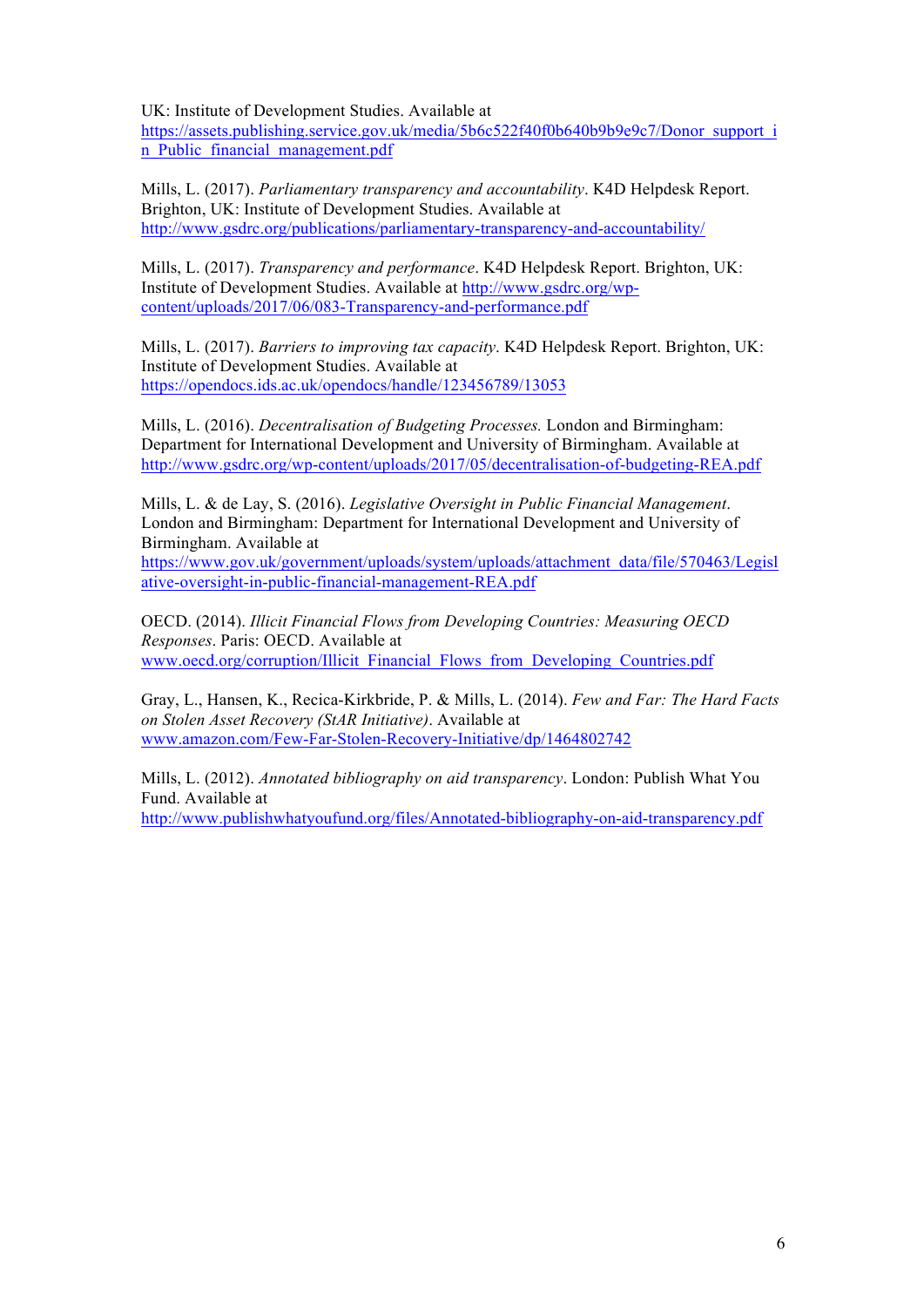UK: Institute of Development Studies. Available at https://assets.publishing.service.gov.uk/media/5b6c522f40f0b640b9b9e9c7/Donor_support_in_Public_financial_management.pdf

Mills, L. (2017). *Parliamentary transparency and accountability*. K4D Helpdesk Report. Brighton, UK: Institute of Development Studies. Available at http://www.gsdrc.org/publications/parliamentary-transparency-and-accountability/

Mills, L. (2017). *Transparency and performance*. K4D Helpdesk Report. Brighton, UK: Institute of Development Studies. Available at http://www.gsdrc.org/wp-content/uploads/2017/06/083-Transparency-and-performance.pdf

Mills, L. (2017). *Barriers to improving tax capacity*. K4D Helpdesk Report. Brighton, UK: Institute of Development Studies. Available at https://opendocs.ids.ac.uk/opendocs/handle/123456789/13053

Mills, L. (2016). *Decentralisation of Budgeting Processes.* London and Birmingham: Department for International Development and University of Birmingham. Available at http://www.gsdrc.org/wp-content/uploads/2017/05/decentralisation-of-budgeting-REA.pdf

Mills, L. & de Lay, S. (2016). *Legislative Oversight in Public Financial Management*. London and Birmingham: Department for International Development and University of Birmingham. Available at https://www.gov.uk/government/uploads/system/uploads/attachment_data/file/570463/Legislative-oversight-in-public-financial-management-REA.pdf

OECD. (2014). *Illicit Financial Flows from Developing Countries: Measuring OECD Responses*. Paris: OECD. Available at www.oecd.org/corruption/Illicit_Financial_Flows_from_Developing_Countries.pdf

Gray, L., Hansen, K., Recica-Kirkbride, P. & Mills, L. (2014). *Few and Far: The Hard Facts on Stolen Asset Recovery (StAR Initiative)*. Available at www.amazon.com/Few-Far-Stolen-Recovery-Initiative/dp/1464802742

Mills, L. (2012). *Annotated bibliography on aid transparency*. London: Publish What You Fund. Available at http://www.publishwhatyoufund.org/files/Annotated-bibliography-on-aid-transparency.pdf